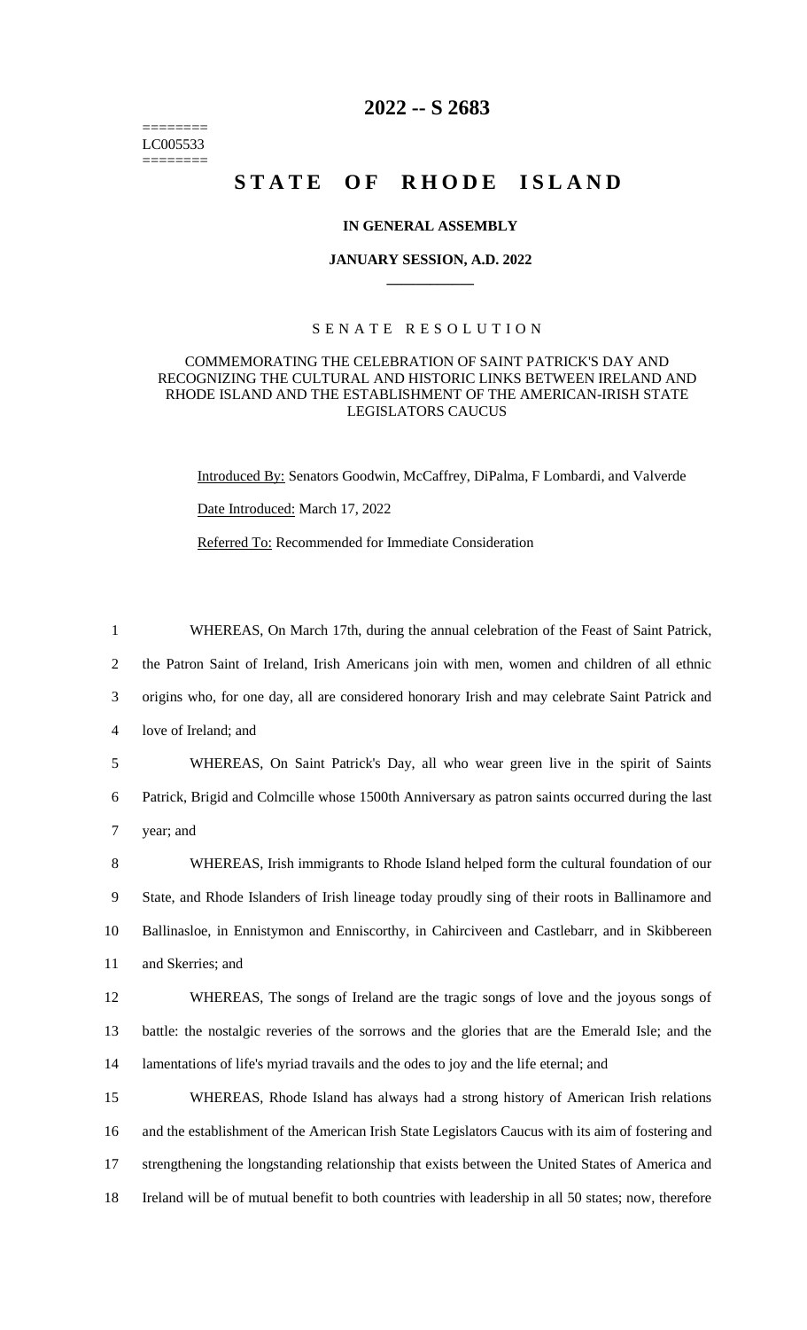======== LC005533 ========

# 2022 -- S 2683

# STATE OF RHODE ISLAND

### IN GENERAL ASSEMBLY

### JANUARY SESSION, A.D. 2022

## SENATE RESOLUTION

### COMMEMORATING THE CELEBRATION OF SAINT PATRICK'S DAY AND RECOGNIZING THE CULTURAL AND HISTORIC LINKS BETWEEN IRELAND AND RHODE ISLAND AND THE ESTABLISHMENT OF THE AMERICAN-IRISH STATE LEGISLATORS CAUCUS

Introduced By: Senators Goodwin, McCaffrey, DiPalma, F Lombardi, and Valverde

Date Introduced: March 17, 2022

Referred To: Recommended for Immediate Consideration

1 WHEREAS, On March 17th, during the annual celebration of the Feast of Saint Patrick,
2 the Patron Saint of Ireland, Irish Americans join with men, women and children of all ethnic
3 origins who, for one day, all are considered honorary Irish and may celebrate Saint Patrick and
4 love of Ireland; and

5 WHEREAS, On Saint Patrick's Day, all who wear green live in the spirit of Saints
6 Patrick, Brigid and Colmcille whose 1500th Anniversary as patron saints occurred during the last
7 year; and

8 WHEREAS, Irish immigrants to Rhode Island helped form the cultural foundation of our
9 State, and Rhode Islanders of Irish lineage today proudly sing of their roots in Ballinamore and
10 Ballinasloe, in Ennistymon and Enniscorthy, in Cahirciveen and Castlebarr, and in Skibbereen
11 and Skerries; and

12 WHEREAS, The songs of Ireland are the tragic songs of love and the joyous songs of
13 battle: the nostalgic reveries of the sorrows and the glories that are the Emerald Isle; and the
14 lamentations of life's myriad travails and the odes to joy and the life eternal; and

15 WHEREAS, Rhode Island has always had a strong history of American Irish relations
16 and the establishment of the American Irish State Legislators Caucus with its aim of fostering and
17 strengthening the longstanding relationship that exists between the United States of America and
18 Ireland will be of mutual benefit to both countries with leadership in all 50 states; now, therefore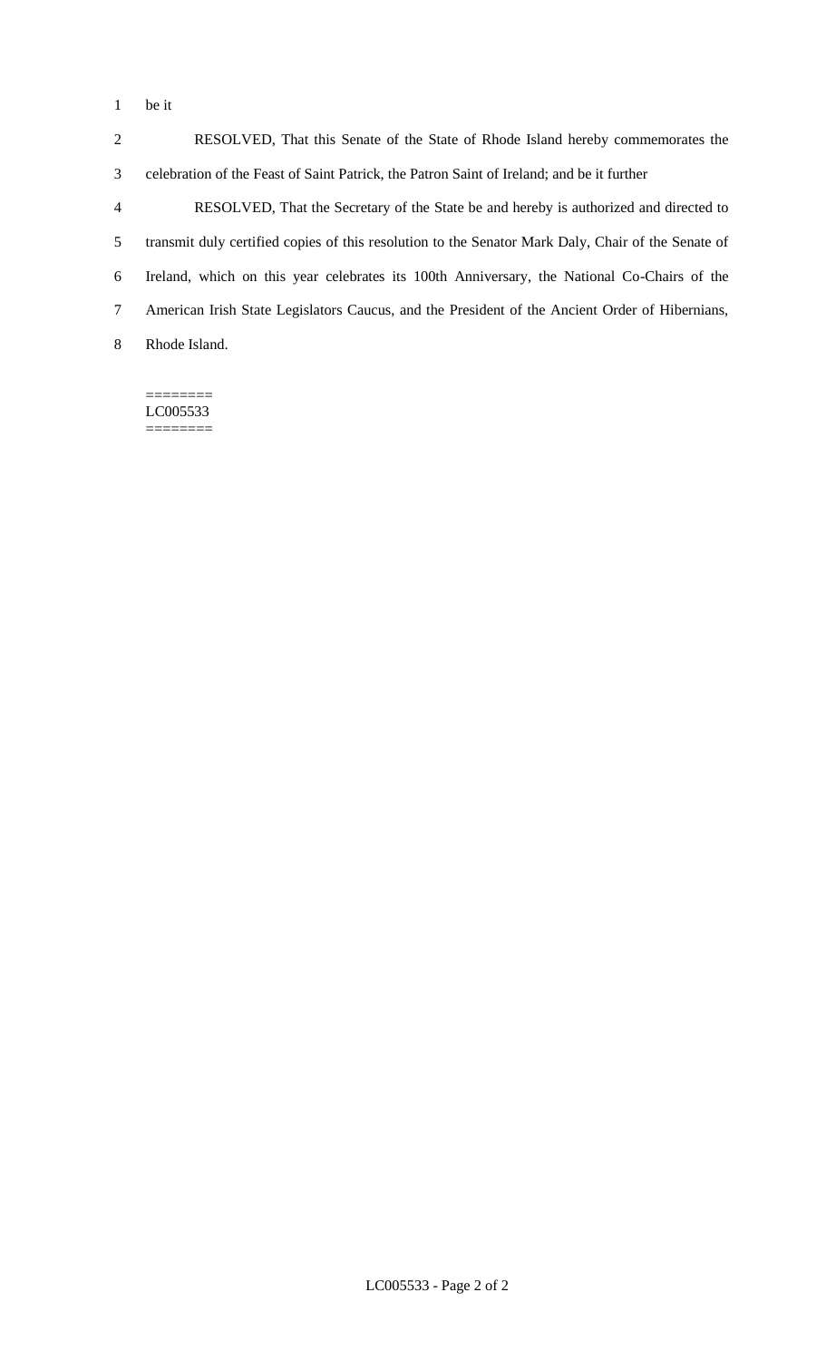be it

RESOLVED, That this Senate of the State of Rhode Island hereby commemorates the celebration of the Feast of Saint Patrick, the Patron Saint of Ireland; and be it further

RESOLVED, That the Secretary of the State be and hereby is authorized and directed to transmit duly certified copies of this resolution to the Senator Mark Daly, Chair of the Senate of Ireland, which on this year celebrates its 100th Anniversary, the National Co-Chairs of the American Irish State Legislators Caucus, and the President of the Ancient Order of Hibernians, Rhode Island.

========
LC005533
========